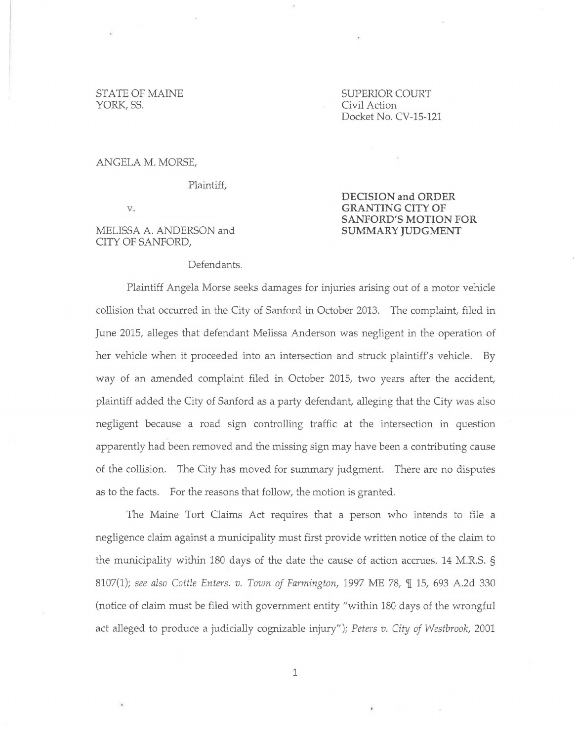STATE OF MAINE
YORK, SS.

SUPERIOR COURT
Civil Action
Docket No. CV-15-121

ANGELA M. MORSE,

Plaintiff,

v.

MELISSA A. ANDERSON and
CITY OF SANFORD,

Defendants.

**DECISION and ORDER GRANTING CITY OF SANFORD'S MOTION FOR SUMMARY JUDGMENT**

Plaintiff Angela Morse seeks damages for injuries arising out of a motor vehicle collision that occurred in the City of Sanford in October 2013. The complaint, filed in June 2015, alleges that defendant Melissa Anderson was negligent in the operation of her vehicle when it proceeded into an intersection and struck plaintiff's vehicle. By way of an amended complaint filed in October 2015, two years after the accident, plaintiff added the City of Sanford as a party defendant, alleging that the City was also negligent because a road sign controlling traffic at the intersection in question apparently had been removed and the missing sign may have been a contributing cause of the collision. The City has moved for summary judgment. There are no disputes as to the facts. For the reasons that follow, the motion is granted.

The Maine Tort Claims Act requires that a person who intends to file a negligence claim against a municipality must first provide written notice of the claim to the municipality within 180 days of the date the cause of action accrues. 14 M.R.S. § 8107(1); *see also Cottle Enters. v. Town of Farmington*, 1997 ME 78, ¶ 15, 693 A.2d 330 (notice of claim must be filed with government entity "within 180 days of the wrongful act alleged to produce a judicially cognizable injury"); *Peters v. City of Westbrook*, 2001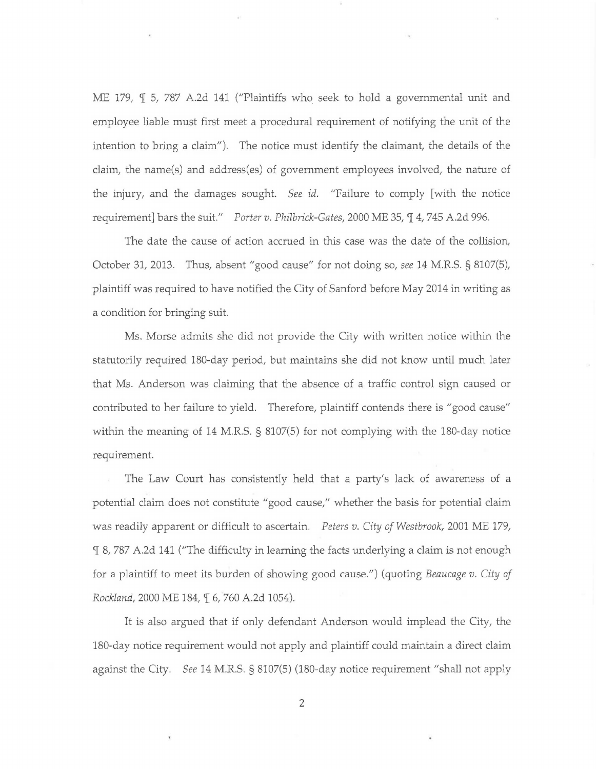ME 179, ¶ 5, 787 A.2d 141 ("Plaintiffs who seek to hold a governmental unit and employee liable must first meet a procedural requirement of notifying the unit of the intention to bring a claim"). The notice must identify the claimant, the details of the claim, the name(s) and address(es) of government employees involved, the nature of the injury, and the damages sought. *See id.* "Failure to comply [with the notice requirement] bars the suit." *Porter v. Philbrick-Gates*, 2000 ME 35, ¶ 4, 745 A.2d 996.

The date the cause of action accrued in this case was the date of the collision, October 31, 2013. Thus, absent "good cause" for not doing so, *see* 14 M.R.S. § 8107(5), plaintiff was required to have notified the City of Sanford before May 2014 in writing as a condition for bringing suit.

Ms. Morse admits she did not provide the City with written notice within the statutorily required 180-day period, but maintains she did not know until much later that Ms. Anderson was claiming that the absence of a traffic control sign caused or contributed to her failure to yield. Therefore, plaintiff contends there is "good cause" within the meaning of 14 M.R.S. § 8107(5) for not complying with the 180-day notice requirement.

The Law Court has consistently held that a party's lack of awareness of a potential claim does not constitute "good cause," whether the basis for potential claim was readily apparent or difficult to ascertain. *Peters v. City of Westbrook*, 2001 ME 179, ¶ 8, 787 A.2d 141 ("The difficulty in learning the facts underlying a claim is not enough for a plaintiff to meet its burden of showing good cause.") (quoting *Beaucage v. City of Rockland*, 2000 ME 184, ¶ 6, 760 A.2d 1054).

It is also argued that if only defendant Anderson would implead the City, the 180-day notice requirement would not apply and plaintiff could maintain a direct claim against the City. *See* 14 M.R.S. § 8107(5) (180-day notice requirement "shall not apply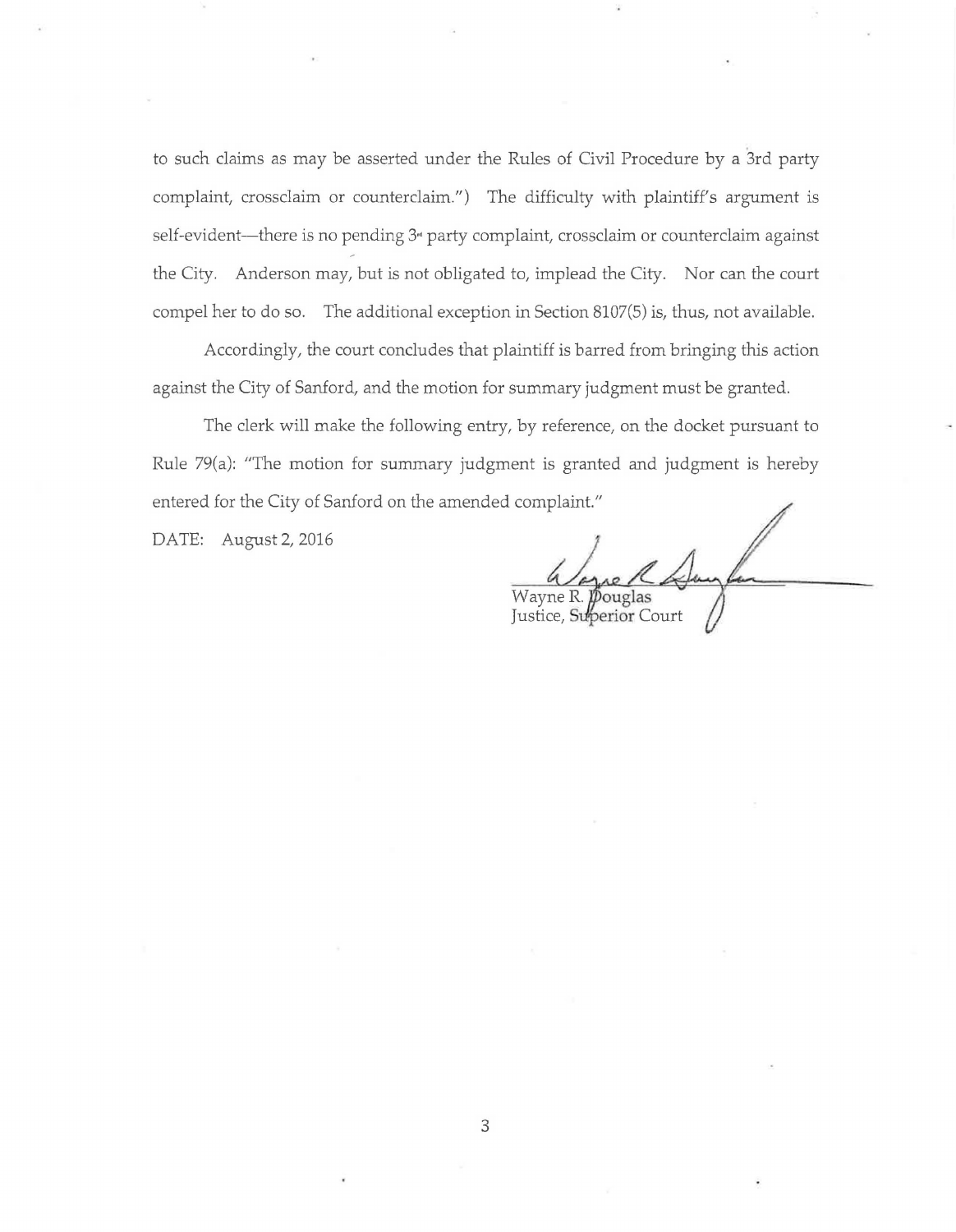to such claims as may be asserted under the Rules of Civil Procedure by a 3rd party complaint, crossclaim or counterclaim.") The difficulty with plaintiff's argument is self-evident—there is no pending 3rd party complaint, crossclaim or counterclaim against the City. Anderson may, but is not obligated to, implead the City. Nor can the court compel her to do so. The additional exception in Section 8107(5) is, thus, not available.

Accordingly, the court concludes that plaintiff is barred from bringing this action against the City of Sanford, and the motion for summary judgment must be granted.

The clerk will make the following entry, by reference, on the docket pursuant to Rule 79(a): "The motion for summary judgment is granted and judgment is hereby entered for the City of Sanford on the amended complaint."

DATE: August 2, 2016

Wayne R. Douglas
Justice, Superior Court